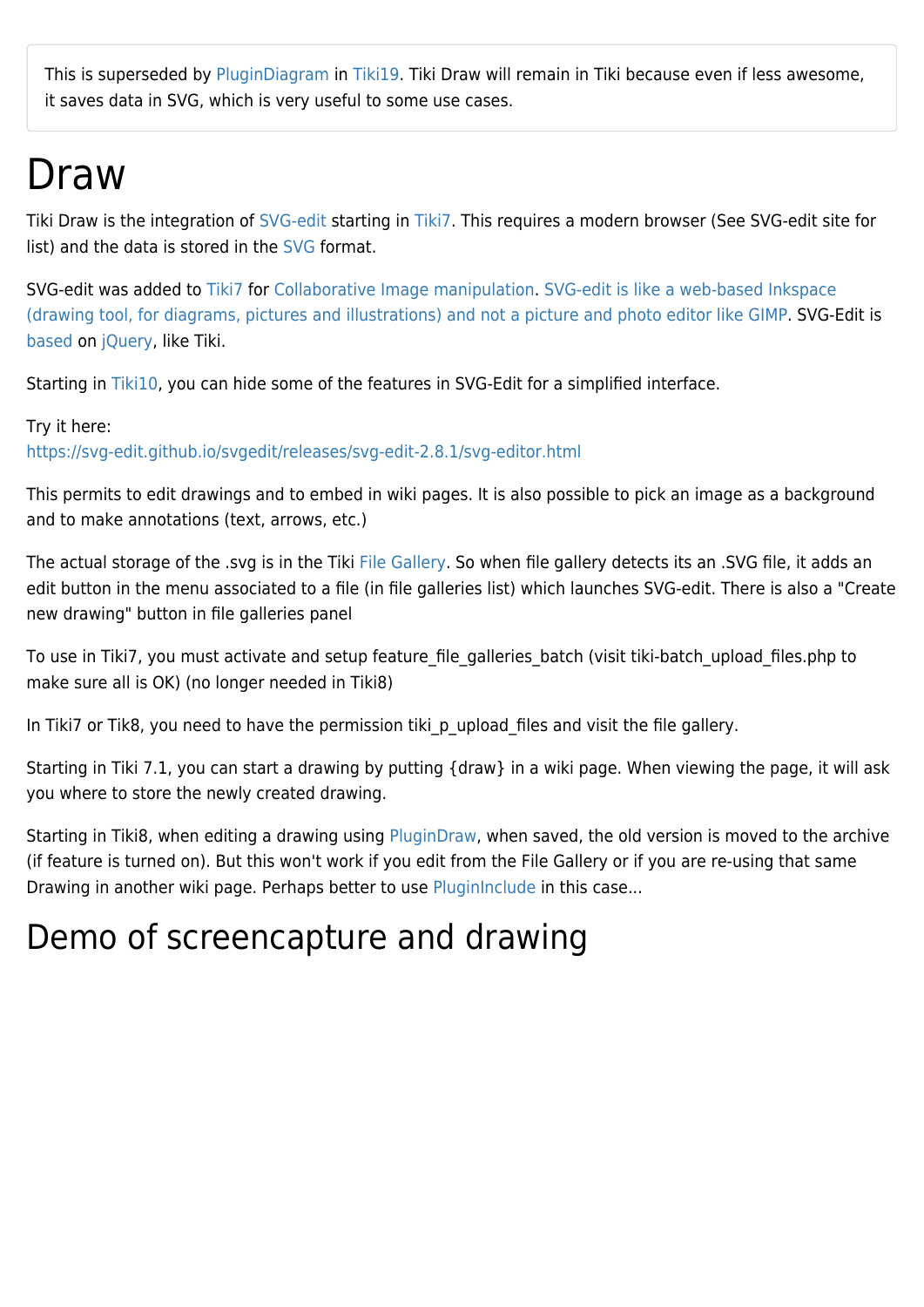> This is superseded by PluginDiagram in Tiki19. Tiki Draw will remain in Tiki because even if less awesome, it saves data in SVG, which is very useful to some use cases.

# Draw

Tiki Draw is the integration of SVG-edit starting in Tiki7. This requires a modern browser (See SVG-edit site for list) and the data is stored in the SVG format.

SVG-edit was added to Tiki7 for Collaborative Image manipulation. SVG-edit is like a web-based Inkspace (drawing tool, for diagrams, pictures and illustrations) and not a picture and photo editor like GIMP. SVG-Edit is based on jQuery, like Tiki.

Starting in Tiki10, you can hide some of the features in SVG-Edit for a simplified interface.

Try it here:
https://svg-edit.github.io/svgedit/releases/svg-edit-2.8.1/svg-editor.html

This permits to edit drawings and to embed in wiki pages. It is also possible to pick an image as a background and to make annotations (text, arrows, etc.)

The actual storage of the .svg is in the Tiki File Gallery. So when file gallery detects its an .SVG file, it adds an edit button in the menu associated to a file (in file galleries list) which launches SVG-edit. There is also a "Create new drawing" button in file galleries panel

To use in Tiki7, you must activate and setup feature_file_galleries_batch (visit tiki-batch_upload_files.php to make sure all is OK) (no longer needed in Tiki8)

In Tiki7 or Tik8, you need to have the permission tiki_p_upload_files and visit the file gallery.

Starting in Tiki 7.1, you can start a drawing by putting {draw} in a wiki page. When viewing the page, it will ask you where to store the newly created drawing.

Starting in Tiki8, when editing a drawing using PluginDraw, when saved, the old version is moved to the archive (if feature is turned on). But this won't work if you edit from the File Gallery or if you are re-using that same Drawing in another wiki page. Perhaps better to use PluginInclude in this case...

# Demo of screencapture and drawing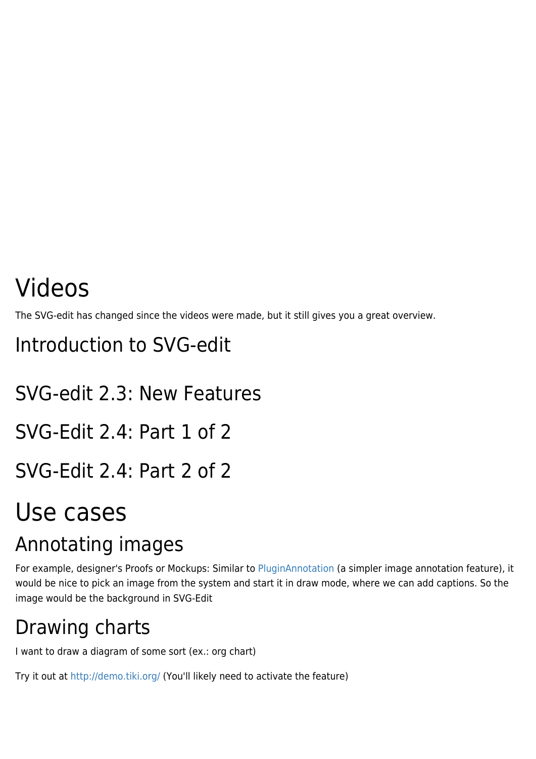# Videos

The SVG-edit has changed since the videos were made, but it still gives you a great overview.

## Introduction to SVG-edit

## SVG-edit 2.3: New Features

## SVG-Edit 2.4: Part 1 of 2

## SVG-Edit 2.4: Part 2 of 2

# Use cases

## Annotating images

For example, designer's Proofs or Mockups: Similar to PluginAnnotation (a simpler image annotation feature), it would be nice to pick an image from the system and start it in draw mode, where we can add captions. So the image would be the background in SVG-Edit

## Drawing charts

I want to draw a diagram of some sort (ex.: org chart)

Try it out at http://demo.tiki.org/ (You'll likely need to activate the feature)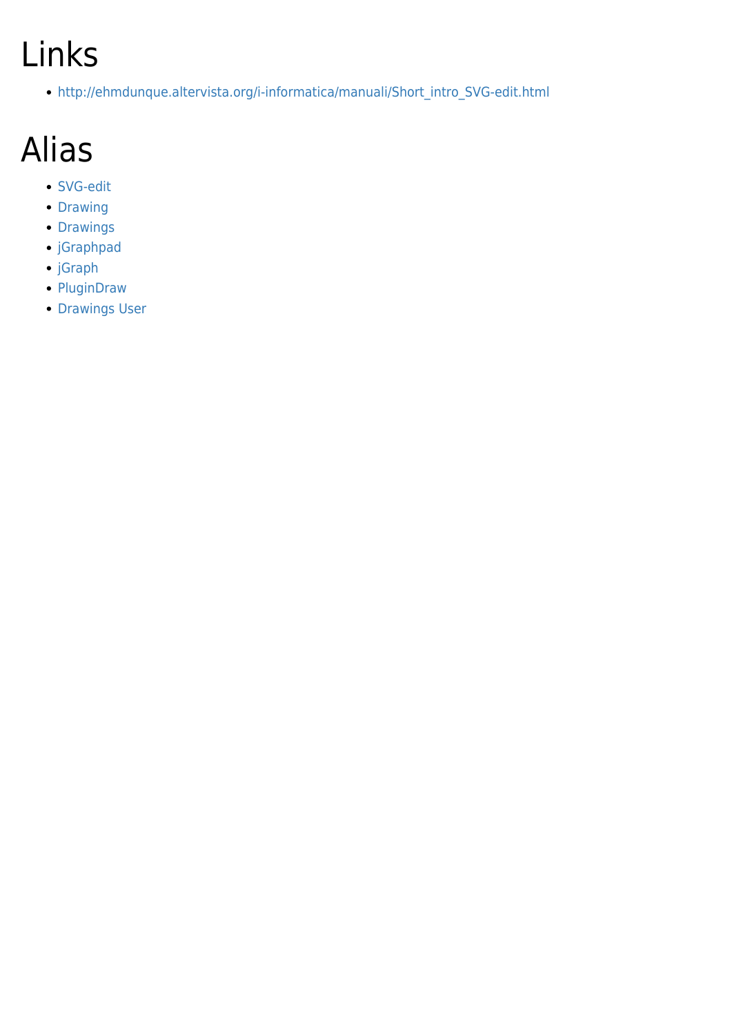# Links

- http://ehmdunque.altervista.org/i-informatica/manuali/Short_intro_SVG-edit.html

# Alias

- SVG-edit
- Drawing
- Drawings
- jGraphpad
- jGraph
- PluginDraw
- Drawings User